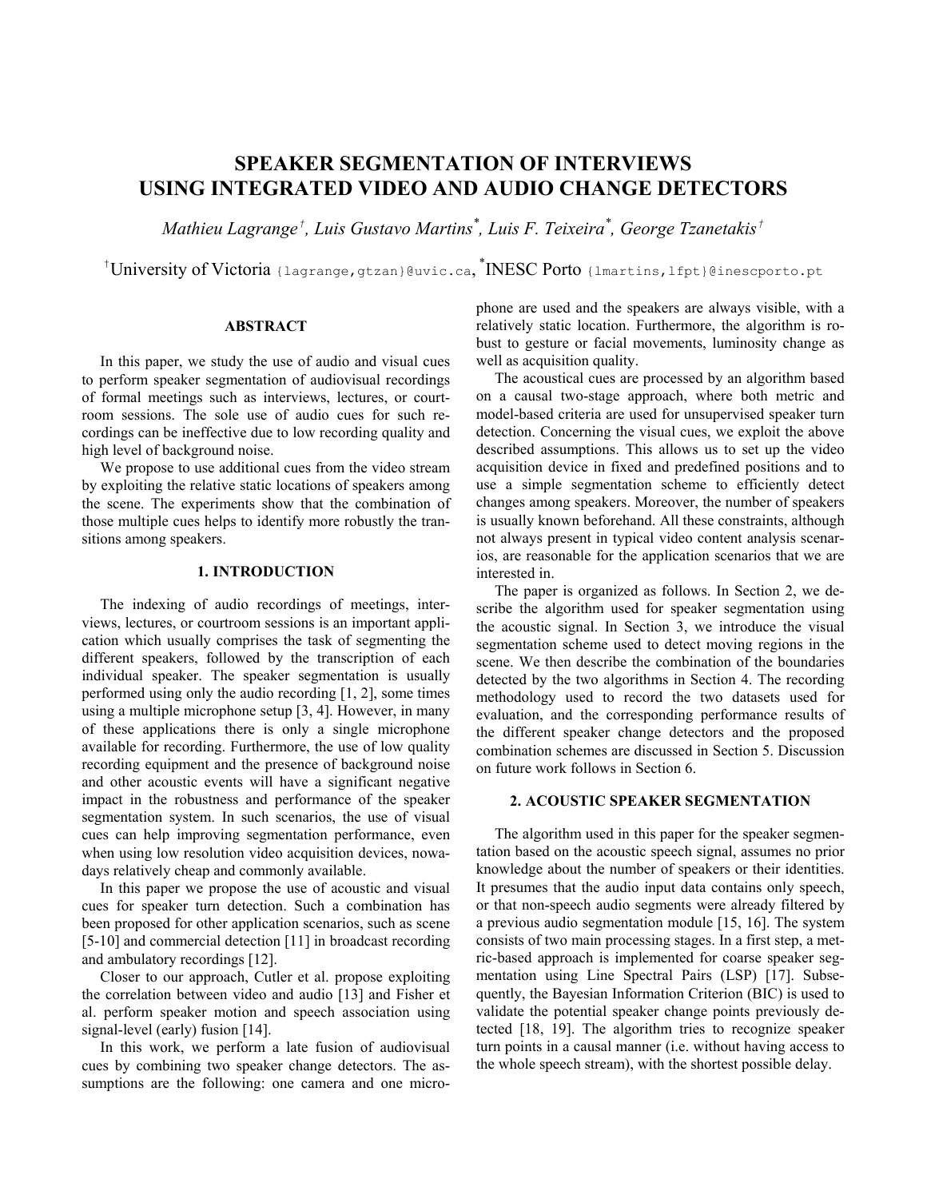# SPEAKER SEGMENTATION OF INTERVIEWS USING INTEGRATED VIDEO AND AUDIO CHANGE DETECTORS

*Mathieu Lagrange†, Luis Gustavo Martins\*, Luis F. Teixeira\*, George Tzanetakis†*

†University of Victoria {lagrange,gtzan}@uvic.ca, \*INESC Porto {lmartins,lfpt}@inescporto.pt

### ABSTRACT

In this paper, we study the use of audio and visual cues to perform speaker segmentation of audiovisual recordings of formal meetings such as interviews, lectures, or courtroom sessions. The sole use of audio cues for such recordings can be ineffective due to low recording quality and high level of background noise.

We propose to use additional cues from the video stream by exploiting the relative static locations of speakers among the scene. The experiments show that the combination of those multiple cues helps to identify more robustly the transitions among speakers.

## 1. INTRODUCTION

The indexing of audio recordings of meetings, interviews, lectures, or courtroom sessions is an important application which usually comprises the task of segmenting the different speakers, followed by the transcription of each individual speaker. The speaker segmentation is usually performed using only the audio recording [1, 2], some times using a multiple microphone setup [3, 4]. However, in many of these applications there is only a single microphone available for recording. Furthermore, the use of low quality recording equipment and the presence of background noise and other acoustic events will have a significant negative impact in the robustness and performance of the speaker segmentation system. In such scenarios, the use of visual cues can help improving segmentation performance, even when using low resolution video acquisition devices, nowadays relatively cheap and commonly available.

In this paper we propose the use of acoustic and visual cues for speaker turn detection. Such a combination has been proposed for other application scenarios, such as scene [5-10] and commercial detection [11] in broadcast recording and ambulatory recordings [12].

Closer to our approach, Cutler et al. propose exploiting the correlation between video and audio [13] and Fisher et al. perform speaker motion and speech association using signal-level (early) fusion [14].

In this work, we perform a late fusion of audiovisual cues by combining two speaker change detectors. The assumptions are the following: one camera and one microphone are used and the speakers are always visible, with a relatively static location. Furthermore, the algorithm is robust to gesture or facial movements, luminosity change as well as acquisition quality.

The acoustical cues are processed by an algorithm based on a causal two-stage approach, where both metric and model-based criteria are used for unsupervised speaker turn detection. Concerning the visual cues, we exploit the above described assumptions. This allows us to set up the video acquisition device in fixed and predefined positions and to use a simple segmentation scheme to efficiently detect changes among speakers. Moreover, the number of speakers is usually known beforehand. All these constraints, although not always present in typical video content analysis scenarios, are reasonable for the application scenarios that we are interested in.

The paper is organized as follows. In Section 2, we describe the algorithm used for speaker segmentation using the acoustic signal. In Section 3, we introduce the visual segmentation scheme used to detect moving regions in the scene. We then describe the combination of the boundaries detected by the two algorithms in Section 4. The recording methodology used to record the two datasets used for evaluation, and the corresponding performance results of the different speaker change detectors and the proposed combination schemes are discussed in Section 5. Discussion on future work follows in Section 6.

## 2. ACOUSTIC SPEAKER SEGMENTATION

The algorithm used in this paper for the speaker segmentation based on the acoustic speech signal, assumes no prior knowledge about the number of speakers or their identities. It presumes that the audio input data contains only speech, or that non-speech audio segments were already filtered by a previous audio segmentation module [15, 16]. The system consists of two main processing stages. In a first step, a metric-based approach is implemented for coarse speaker segmentation using Line Spectral Pairs (LSP) [17]. Subsequently, the Bayesian Information Criterion (BIC) is used to validate the potential speaker change points previously detected [18, 19]. The algorithm tries to recognize speaker turn points in a causal manner (i.e. without having access to the whole speech stream), with the shortest possible delay.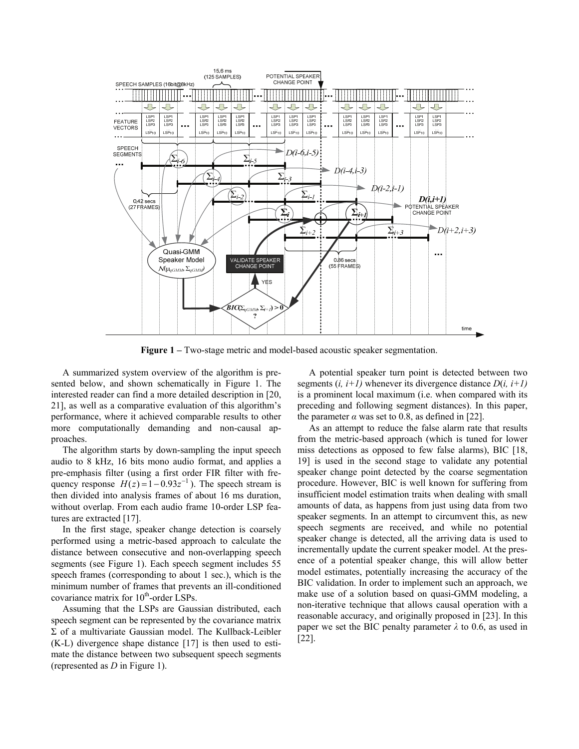**Figure 1 –** Two-stage metric and model-based acoustic speaker segmentation.

A summarized system overview of the algorithm is presented below, and shown schematically in Figure 1. The interested reader can find a more detailed description in [20, 21], as well as a comparative evaluation of this algorithm's performance, where it achieved comparable results to other more computationally demanding and non-causal approaches.

The algorithm starts by down-sampling the input speech audio to 8 kHz, 16 bits mono audio format, and applies a pre-emphasis filter (using a first order FIR filter with frequency response $H(z) = 1 - 0.93z^{-1}$). The speech stream is then divided into analysis frames of about 16 ms duration, without overlap. From each audio frame 10-order LSP features are extracted [17].

In the first stage, speaker change detection is coarsely performed using a metric-based approach to calculate the distance between consecutive and non-overlapping speech segments (see Figure 1). Each speech segment includes 55 speech frames (corresponding to about 1 sec.), which is the minimum number of frames that prevents an ill-conditioned covariance matrix for $10^{th}$-order LSPs.

Assuming that the LSPs are Gaussian distributed, each speech segment can be represented by the covariance matrix $\Sigma$ of a multivariate Gaussian model. The Kullback-Leibler (K-L) divergence shape distance [17] is then used to estimate the distance between two subsequent speech segments (represented as $D$ in Figure 1).

A potential speaker turn point is detected between two segments $(i, i+1)$ whenever its divergence distance $D(i, i+1)$ is a prominent local maximum (i.e. when compared with its preceding and following segment distances). In this paper, the parameter $\alpha$ was set to 0.8, as defined in [22].

As an attempt to reduce the false alarm rate that results from the metric-based approach (which is tuned for lower miss detections as opposed to few false alarms), BIC [18, 19] is used in the second stage to validate any potential speaker change point detected by the coarse segmentation procedure. However, BIC is well known for suffering from insufficient model estimation traits when dealing with small amounts of data, as happens from just using data from two speaker segments. In an attempt to circumvent this, as new speech segments are received, and while no potential speaker change is detected, all the arriving data is used to incrementally update the current speaker model. At the presence of a potential speaker change, this will allow better model estimates, potentially increasing the accuracy of the BIC validation. In order to implement such an approach, we make use of a solution based on quasi-GMM modeling, a non-iterative technique that allows causal operation with a reasonable accuracy, and originally proposed in [23]. In this paper we set the BIC penalty parameter $\lambda$ to 0.6, as used in [22].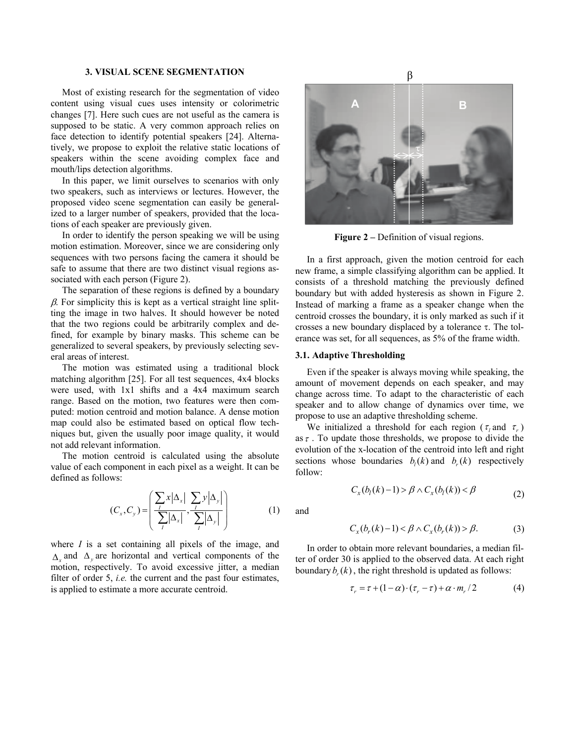## 3. VISUAL SCENE SEGMENTATION

Most of existing research for the segmentation of video content using visual cues uses intensity or colorimetric changes [7]. Here such cues are not useful as the camera is supposed to be static. A very common approach relies on face detection to identify potential speakers [24]. Alternatively, we propose to exploit the relative static locations of speakers within the scene avoiding complex face and mouth/lips detection algorithms.

In this paper, we limit ourselves to scenarios with only two speakers, such as interviews or lectures. However, the proposed video scene segmentation can easily be generalized to a larger number of speakers, provided that the locations of each speaker are previously given.

In order to identify the person speaking we will be using motion estimation. Moreover, since we are considering only sequences with two persons facing the camera it should be safe to assume that there are two distinct visual regions associated with each person (Figure 2).

The separation of these regions is defined by a boundary $\beta$. For simplicity this is kept as a vertical straight line splitting the image in two halves. It should however be noted that the two regions could be arbitrarily complex and defined, for example by binary masks. This scheme can be generalized to several speakers, by previously selecting several areas of interest.

The motion was estimated using a traditional block matching algorithm [25]. For all test sequences, 4x4 blocks were used, with 1x1 shifts and a 4x4 maximum search range. Based on the motion, two features were then computed: motion centroid and motion balance. A dense motion map could also be estimated based on optical flow techniques but, given the usually poor image quality, it would not add relevant information.

The motion centroid is calculated using the absolute value of each component in each pixel as a weight. It can be defined as follows:

$$(C_x, C_y) = \left( \frac{\sum_I x|\Delta_x|}{\sum_I |\Delta_x|}, \frac{\sum_I y|\Delta_y|}{\sum_I |\Delta_y|} \right) \tag{1}$$

where $I$ is a set containing all pixels of the image, and $\Delta_x$ and $\Delta_y$ are horizontal and vertical components of the motion, respectively. To avoid excessive jitter, a median filter of order 5, *i.e.* the current and the past four estimates, is applied to estimate a more accurate centroid.

**Figure 2 –** Definition of visual regions.

In a first approach, given the motion centroid for each new frame, a simple classifying algorithm can be applied. It consists of a threshold matching the previously defined boundary but with added hysteresis as shown in Figure 2. Instead of marking a frame as a speaker change when the centroid crosses the boundary, it is only marked as such if it crosses a new boundary displaced by a tolerance $\tau$. The tolerance was set, for all sequences, as 5% of the frame width.

### 3.1. Adaptive Thresholding

Even if the speaker is always moving while speaking, the amount of movement depends on each speaker, and may change across time. To adapt to the characteristic of each speaker and to allow change of dynamics over time, we propose to use an adaptive thresholding scheme.

We initialized a threshold for each region ($\tau_l$ and $\tau_r$) as $\tau$. To update those thresholds, we propose to divide the evolution of the x-location of the centroid into left and right sections whose boundaries $b_l(k)$ and $b_r(k)$ respectively follow:

$$C_x(b_l(k)-1) > \beta \wedge C_x(b_l(k)) < \beta \tag{2}$$

and

$$C_x(b_r(k)-1) < \beta \wedge C_x(b_r(k)) > \beta. \tag{3}$$

In order to obtain more relevant boundaries, a median filter of order 30 is applied to the observed data. At each right boundary $b_r(k)$, the right threshold is updated as follows:

$$\tau_r = \tau + (1-\alpha)\cdot(\tau_r - \tau) + \alpha \cdot m_r / 2 \tag{4}$$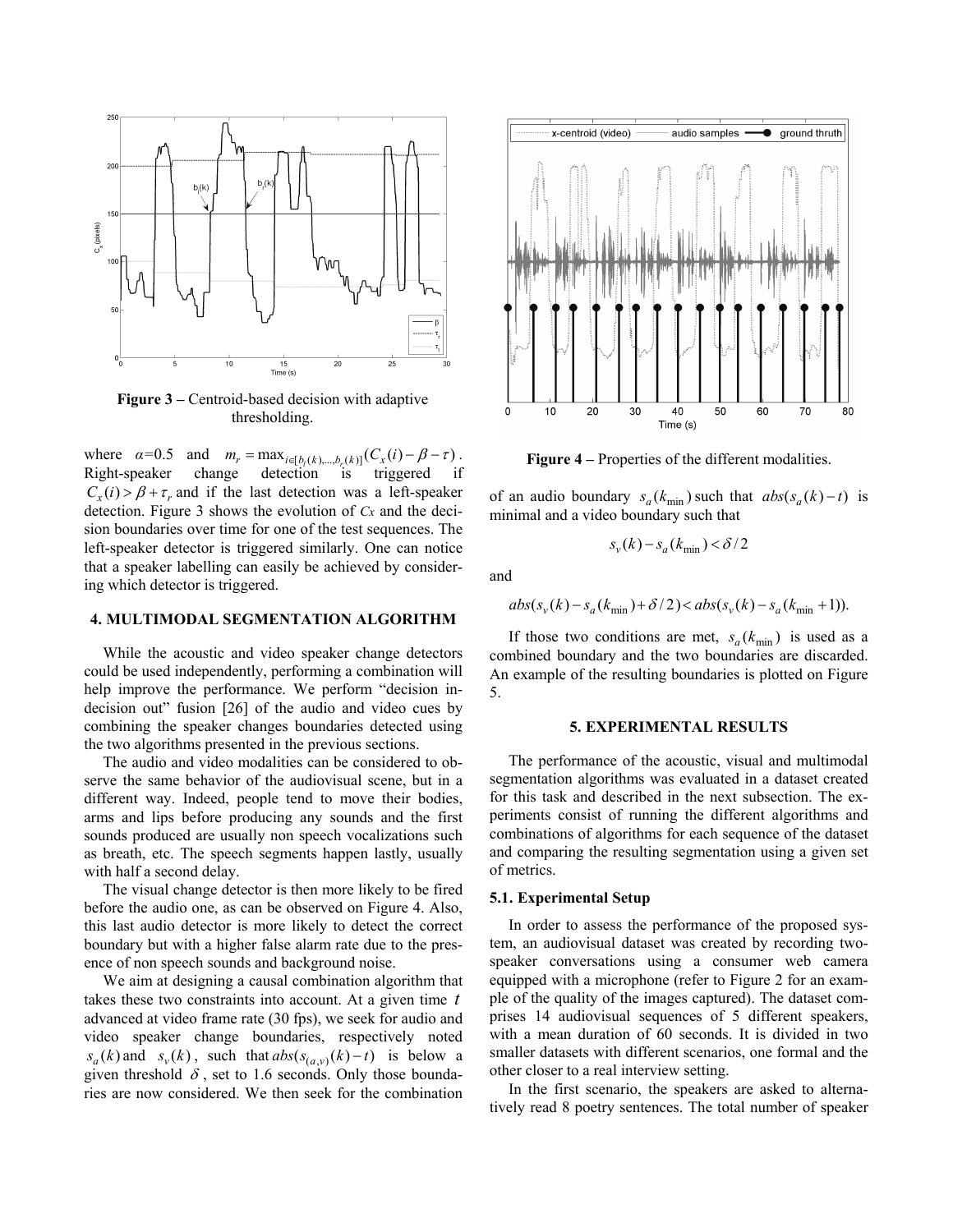Figure 3 – Centroid-based decision with adaptive thresholding.

where $\alpha$=0.5 and $m_r = \max_{i \in [b_l(k),...,b_r(k)]} (C_x(i) - \beta - \tau)$. Right-speaker change detection is triggered if $C_x(i) > \beta + \tau_r$ and if the last detection was a left-speaker detection. Figure 3 shows the evolution of $C_x$ and the decision boundaries over time for one of the test sequences. The left-speaker detector is triggered similarly. One can notice that a speaker labelling can easily be achieved by considering which detector is triggered.

## 4. MULTIMODAL SEGMENTATION ALGORITHM

While the acoustic and video speaker change detectors could be used independently, performing a combination will help improve the performance. We perform "decision in-decision out" fusion [26] of the audio and video cues by combining the speaker changes boundaries detected using the two algorithms presented in the previous sections.

The audio and video modalities can be considered to observe the same behavior of the audiovisual scene, but in a different way. Indeed, people tend to move their bodies, arms and lips before producing any sounds and the first sounds produced are usually non speech vocalizations such as breath, etc. The speech segments happen lastly, usually with half a second delay.

The visual change detector is then more likely to be fired before the audio one, as can be observed on Figure 4. Also, this last audio detector is more likely to detect the correct boundary but with a higher false alarm rate due to the presence of non speech sounds and background noise.

We aim at designing a causal combination algorithm that takes these two constraints into account. At a given time $t$ advanced at video frame rate (30 fps), we seek for audio and video speaker change boundaries, respectively noted $s_a(k)$ and $s_v(k)$, such that $abs(s_{(a,v)}(k) - t)$ is below a given threshold $\delta$, set to 1.6 seconds. Only those boundaries are now considered. We then seek for the combination of an audio boundary $s_a(k_{\min})$ such that $abs(s_a(k) - t)$ is minimal and a video boundary such that

$$s_v(k) - s_a(k_{\min}) < \delta / 2$$

and

$$abs(s_v(k) - s_a(k_{\min}) + \delta / 2) < abs(s_v(k) - s_a(k_{\min} + 1)).$$

If those two conditions are met, $s_a(k_{\min})$ is used as a combined boundary and the two boundaries are discarded. An example of the resulting boundaries is plotted on Figure 5.

Figure 4 – Properties of the different modalities.

## 5. EXPERIMENTAL RESULTS

The performance of the acoustic, visual and multimodal segmentation algorithms was evaluated in a dataset created for this task and described in the next subsection. The experiments consist of running the different algorithms and combinations of algorithms for each sequence of the dataset and comparing the resulting segmentation using a given set of metrics.

### 5.1. Experimental Setup

In order to assess the performance of the proposed system, an audiovisual dataset was created by recording two-speaker conversations using a consumer web camera equipped with a microphone (refer to Figure 2 for an example of the quality of the images captured). The dataset comprises 14 audiovisual sequences of 5 different speakers, with a mean duration of 60 seconds. It is divided in two smaller datasets with different scenarios, one formal and the other closer to a real interview setting.

In the first scenario, the speakers are asked to alternatively read 8 poetry sentences. The total number of speaker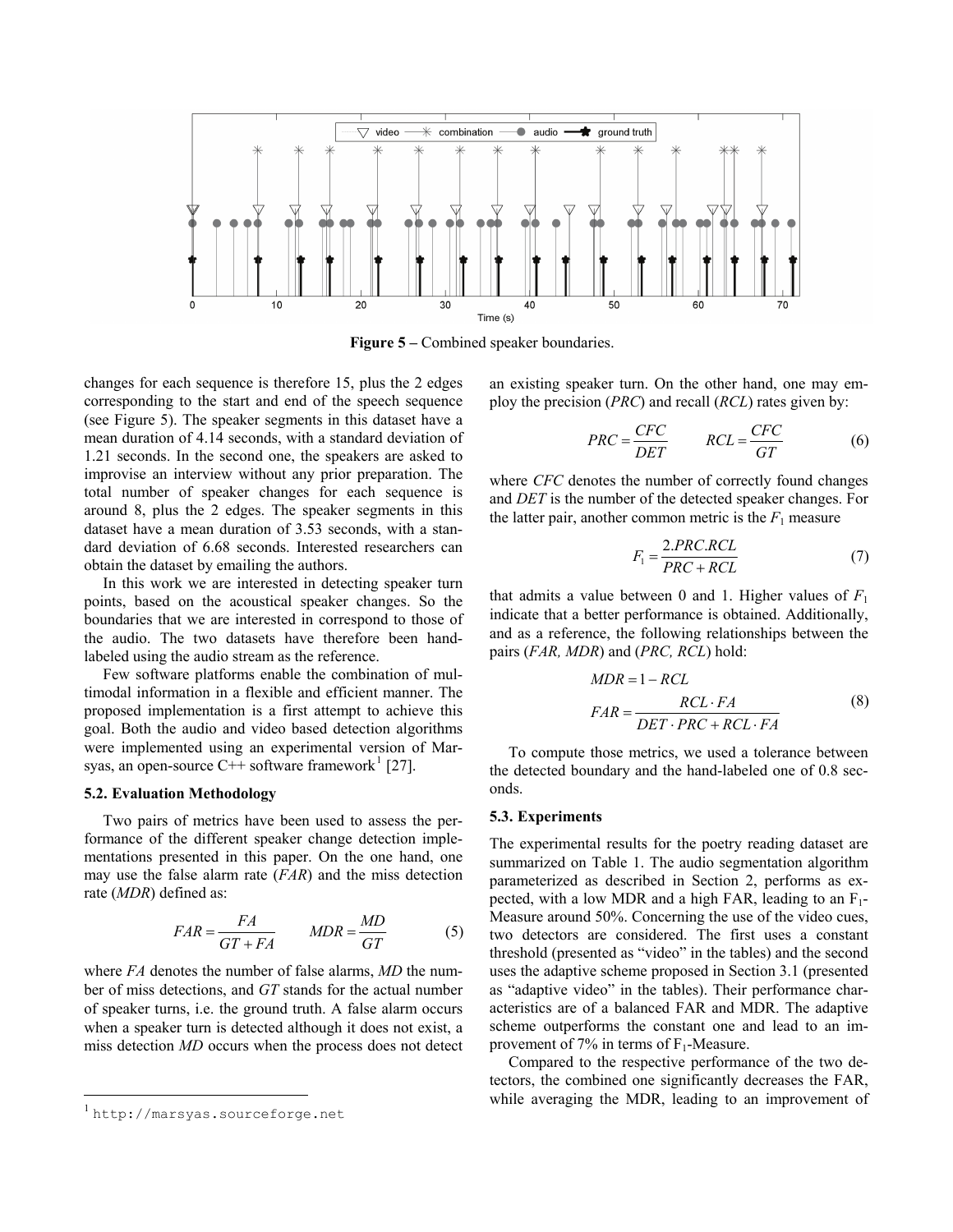**Figure 5 –** Combined speaker boundaries.

changes for each sequence is therefore 15, plus the 2 edges corresponding to the start and end of the speech sequence (see Figure 5). The speaker segments in this dataset have a mean duration of 4.14 seconds, with a standard deviation of 1.21 seconds. In the second one, the speakers are asked to improvise an interview without any prior preparation. The total number of speaker changes for each sequence is around 8, plus the 2 edges. The speaker segments in this dataset have a mean duration of 3.53 seconds, with a standard deviation of 6.68 seconds. Interested researchers can obtain the dataset by emailing the authors.

In this work we are interested in detecting speaker turn points, based on the acoustical speaker changes. So the boundaries that we are interested in correspond to those of the audio. The two datasets have therefore been hand-labeled using the audio stream as the reference.

Few software platforms enable the combination of multimodal information in a flexible and efficient manner. The proposed implementation is a first attempt to achieve this goal. Both the audio and video based detection algorithms were implemented using an experimental version of Marsyas, an open-source C++ software framework[1] [27].

### 5.2. Evaluation Methodology

Two pairs of metrics have been used to assess the performance of the different speaker change detection implementations presented in this paper. On the one hand, one may use the false alarm rate (*FAR*) and the miss detection rate (*MDR*) defined as:

$$FAR = \frac{FA}{GT + FA} \qquad MDR = \frac{MD}{GT} \tag{5}$$

where *FA* denotes the number of false alarms, *MD* the number of miss detections, and *GT* stands for the actual number of speaker turns, i.e. the ground truth. A false alarm occurs when a speaker turn is detected although it does not exist, a miss detection *MD* occurs when the process does not detect an existing speaker turn. On the other hand, one may employ the precision (*PRC*) and recall (*RCL*) rates given by:

$$PRC = \frac{CFC}{DET} \qquad RCL = \frac{CFC}{GT} \tag{6}$$

where *CFC* denotes the number of correctly found changes and *DET* is the number of the detected speaker changes. For the latter pair, another common metric is the $F_1$ measure

$$F_1 = \frac{2.PRC.RCL}{PRC + RCL} \tag{7}$$

that admits a value between 0 and 1. Higher values of $F_1$ indicate that a better performance is obtained. Additionally, and as a reference, the following relationships between the pairs (*FAR, MDR*) and (*PRC, RCL*) hold:

$$\begin{aligned} MDR &= 1 - RCL \\ FAR &= \frac{RCL \cdot FA}{DET \cdot PRC + RCL \cdot FA} \end{aligned} \tag{8}$$

To compute those metrics, we used a tolerance between the detected boundary and the hand-labeled one of 0.8 seconds.

### 5.3. Experiments

The experimental results for the poetry reading dataset are summarized on Table 1. The audio segmentation algorithm parameterized as described in Section 2, performs as expected, with a low MDR and a high FAR, leading to an $F_1$-Measure around 50%. Concerning the use of the video cues, two detectors are considered. The first uses a constant threshold (presented as "video" in the tables) and the second uses the adaptive scheme proposed in Section 3.1 (presented as "adaptive video" in the tables). Their performance characteristics are of a balanced FAR and MDR. The adaptive scheme outperforms the constant one and lead to an improvement of 7% in terms of $F_1$-Measure.

Compared to the respective performance of the two detectors, the combined one significantly decreases the FAR, while averaging the MDR, leading to an improvement of

[1] http://marsyas.sourceforge.net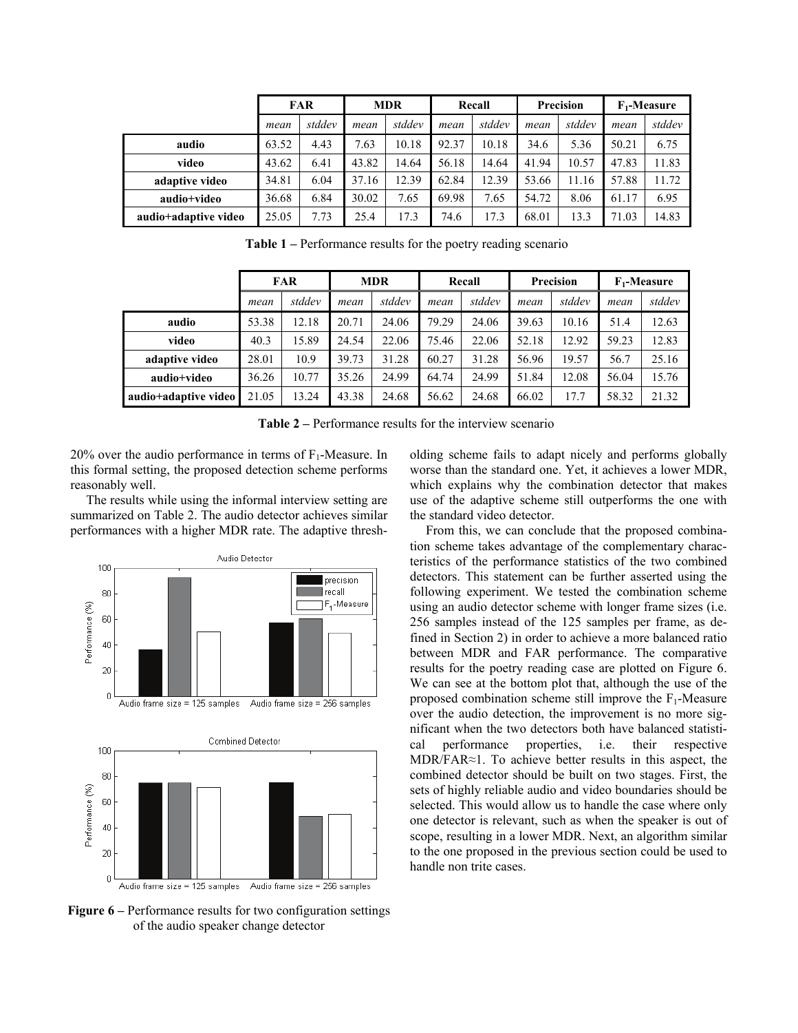| | FAR | | MDR | | Recall | | Precision | | $F_1$-Measure | |
|---|---|---|---|---|---|---|---|---|---|---|
| | *mean* | *stddev* | *mean* | *stddev* | *mean* | *stddev* | *mean* | *stddev* | *mean* | *stddev* |
| **audio** | 63.52 | 4.43 | 7.63 | 10.18 | 92.37 | 10.18 | 34.6 | 5.36 | 50.21 | 6.75 |
| **video** | 43.62 | 6.41 | 43.82 | 14.64 | 56.18 | 14.64 | 41.94 | 10.57 | 47.83 | 11.83 |
| **adaptive video** | 34.81 | 6.04 | 37.16 | 12.39 | 62.84 | 12.39 | 53.66 | 11.16 | 57.88 | 11.72 |
| **audio+video** | 36.68 | 6.84 | 30.02 | 7.65 | 69.98 | 7.65 | 54.72 | 8.06 | 61.17 | 6.95 |
| **audio+adaptive video** | 25.05 | 7.73 | 25.4 | 17.3 | 74.6 | 17.3 | 68.01 | 13.3 | 71.03 | 14.83 |

**Table 1 –** Performance results for the poetry reading scenario

| | FAR | | MDR | | Recall | | Precision | | $F_1$-Measure | |
|---|---|---|---|---|---|---|---|---|---|---|
| | *mean* | *stddev* | *mean* | *stddev* | *mean* | *stddev* | *mean* | *stddev* | *mean* | *stddev* |
| **audio** | 53.38 | 12.18 | 20.71 | 24.06 | 79.29 | 24.06 | 39.63 | 10.16 | 51.4 | 12.63 |
| **video** | 40.3 | 15.89 | 24.54 | 22.06 | 75.46 | 22.06 | 52.18 | 12.92 | 59.23 | 12.83 |
| **adaptive video** | 28.01 | 10.9 | 39.73 | 31.28 | 60.27 | 31.28 | 56.96 | 19.57 | 56.7 | 25.16 |
| **audio+video** | 36.26 | 10.77 | 35.26 | 24.99 | 64.74 | 24.99 | 51.84 | 12.08 | 56.04 | 15.76 |
| **audio+adaptive video** | 21.05 | 13.24 | 43.38 | 24.68 | 56.62 | 24.68 | 66.02 | 17.7 | 58.32 | 21.32 |

**Table 2 –** Performance results for the interview scenario

20% over the audio performance in terms of $F_1$-Measure. In this formal setting, the proposed detection scheme performs reasonably well.

The results while using the informal interview setting are summarized on Table 2. The audio detector achieves similar performances with a higher MDR rate. The adaptive thresholding scheme fails to adapt nicely and performs globally worse than the standard one. Yet, it achieves a lower MDR, which explains why the combination detector that makes use of the adaptive scheme still outperforms the one with the standard video detector.

**Figure 6 –** Performance results for two configuration settings of the audio speaker change detector

From this, we can conclude that the proposed combination scheme takes advantage of the complementary characteristics of the performance statistics of the two combined detectors. This statement can be further asserted using the following experiment. We tested the combination scheme using an audio detector scheme with longer frame sizes (i.e. 256 samples instead of the 125 samples per frame, as defined in Section 2) in order to achieve a more balanced ratio between MDR and FAR performance. The comparative results for the poetry reading case are plotted on Figure 6. We can see at the bottom plot that, although the use of the proposed combination scheme still improve the $F_1$-Measure over the audio detection, the improvement is no more significant when the two detectors both have balanced statistical performance properties, i.e. their respective MDR/FAR≈1. To achieve better results in this aspect, the combined detector should be built on two stages. First, the sets of highly reliable audio and video boundaries should be selected. This would allow us to handle the case where only one detector is relevant, such as when the speaker is out of scope, resulting in a lower MDR. Next, an algorithm similar to the one proposed in the previous section could be used to handle non trite cases.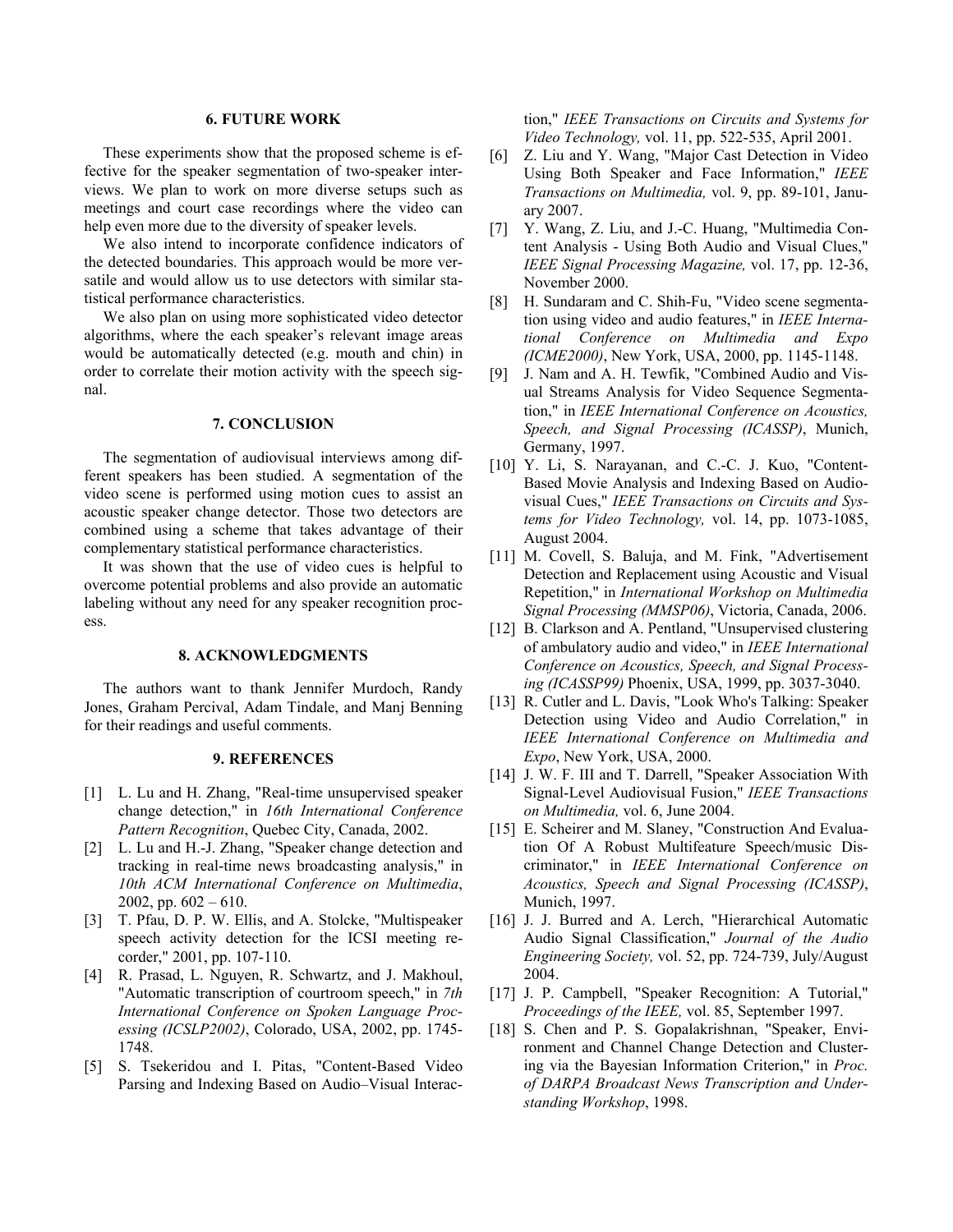## 6. FUTURE WORK

These experiments show that the proposed scheme is effective for the speaker segmentation of two-speaker interviews. We plan to work on more diverse setups such as meetings and court case recordings where the video can help even more due to the diversity of speaker levels.

We also intend to incorporate confidence indicators of the detected boundaries. This approach would be more versatile and would allow us to use detectors with similar statistical performance characteristics.

We also plan on using more sophisticated video detector algorithms, where the each speaker's relevant image areas would be automatically detected (e.g. mouth and chin) in order to correlate their motion activity with the speech signal.

## 7. CONCLUSION

The segmentation of audiovisual interviews among different speakers has been studied. A segmentation of the video scene is performed using motion cues to assist an acoustic speaker change detector. Those two detectors are combined using a scheme that takes advantage of their complementary statistical performance characteristics.

It was shown that the use of video cues is helpful to overcome potential problems and also provide an automatic labeling without any need for any speaker recognition process.

## 8. ACKNOWLEDGMENTS

The authors want to thank Jennifer Murdoch, Randy Jones, Graham Percival, Adam Tindale, and Manj Benning for their readings and useful comments.

## 9. REFERENCES

[1] L. Lu and H. Zhang, "Real-time unsupervised speaker change detection," in *16th International Conference Pattern Recognition*, Quebec City, Canada, 2002.

[2] L. Lu and H.-J. Zhang, "Speaker change detection and tracking in real-time news broadcasting analysis," in *10th ACM International Conference on Multimedia*, 2002, pp. 602 – 610.

[3] T. Pfau, D. P. W. Ellis, and A. Stolcke, "Multispeaker speech activity detection for the ICSI meeting recorder," 2001, pp. 107-110.

[4] R. Prasad, L. Nguyen, R. Schwartz, and J. Makhoul, "Automatic transcription of courtroom speech," in *7th International Conference on Spoken Language Processing (ICSLP2002)*, Colorado, USA, 2002, pp. 1745-1748.

[5] S. Tsekeridou and I. Pitas, "Content-Based Video Parsing and Indexing Based on Audio–Visual Interaction," *IEEE Transactions on Circuits and Systems for Video Technology,* vol. 11, pp. 522-535, April 2001.

[6] Z. Liu and Y. Wang, "Major Cast Detection in Video Using Both Speaker and Face Information," *IEEE Transactions on Multimedia,* vol. 9, pp. 89-101, January 2007.

[7] Y. Wang, Z. Liu, and J.-C. Huang, "Multimedia Content Analysis - Using Both Audio and Visual Clues," *IEEE Signal Processing Magazine,* vol. 17, pp. 12-36, November 2000.

[8] H. Sundaram and C. Shih-Fu, "Video scene segmentation using video and audio features," in *IEEE International Conference on Multimedia and Expo (ICME2000)*, New York, USA, 2000, pp. 1145-1148.

[9] J. Nam and A. H. Tewfik, "Combined Audio and Visual Streams Analysis for Video Sequence Segmentation," in *IEEE International Conference on Acoustics, Speech, and Signal Processing (ICASSP)*, Munich, Germany, 1997.

[10] Y. Li, S. Narayanan, and C.-C. J. Kuo, "Content-Based Movie Analysis and Indexing Based on Audiovisual Cues," *IEEE Transactions on Circuits and Systems for Video Technology,* vol. 14, pp. 1073-1085, August 2004.

[11] M. Covell, S. Baluja, and M. Fink, "Advertisement Detection and Replacement using Acoustic and Visual Repetition," in *International Workshop on Multimedia Signal Processing (MMSP06)*, Victoria, Canada, 2006.

[12] B. Clarkson and A. Pentland, "Unsupervised clustering of ambulatory audio and video," in *IEEE International Conference on Acoustics, Speech, and Signal Processing (ICASSP99)* Phoenix, USA, 1999, pp. 3037-3040.

[13] R. Cutler and L. Davis, "Look Who's Talking: Speaker Detection using Video and Audio Correlation," in *IEEE International Conference on Multimedia and Expo*, New York, USA, 2000.

[14] J. W. F. III and T. Darrell, "Speaker Association With Signal-Level Audiovisual Fusion," *IEEE Transactions on Multimedia,* vol. 6, June 2004.

[15] E. Scheirer and M. Slaney, "Construction And Evaluation Of A Robust Multifeature Speech/music Discriminator," in *IEEE International Conference on Acoustics, Speech and Signal Processing (ICASSP)*, Munich, 1997.

[16] J. J. Burred and A. Lerch, "Hierarchical Automatic Audio Signal Classification," *Journal of the Audio Engineering Society,* vol. 52, pp. 724-739, July/August 2004.

[17] J. P. Campbell, "Speaker Recognition: A Tutorial," *Proceedings of the IEEE,* vol. 85, September 1997.

[18] S. Chen and P. S. Gopalakrishnan, "Speaker, Environment and Channel Change Detection and Clustering via the Bayesian Information Criterion," in *Proc. of DARPA Broadcast News Transcription and Understanding Workshop*, 1998.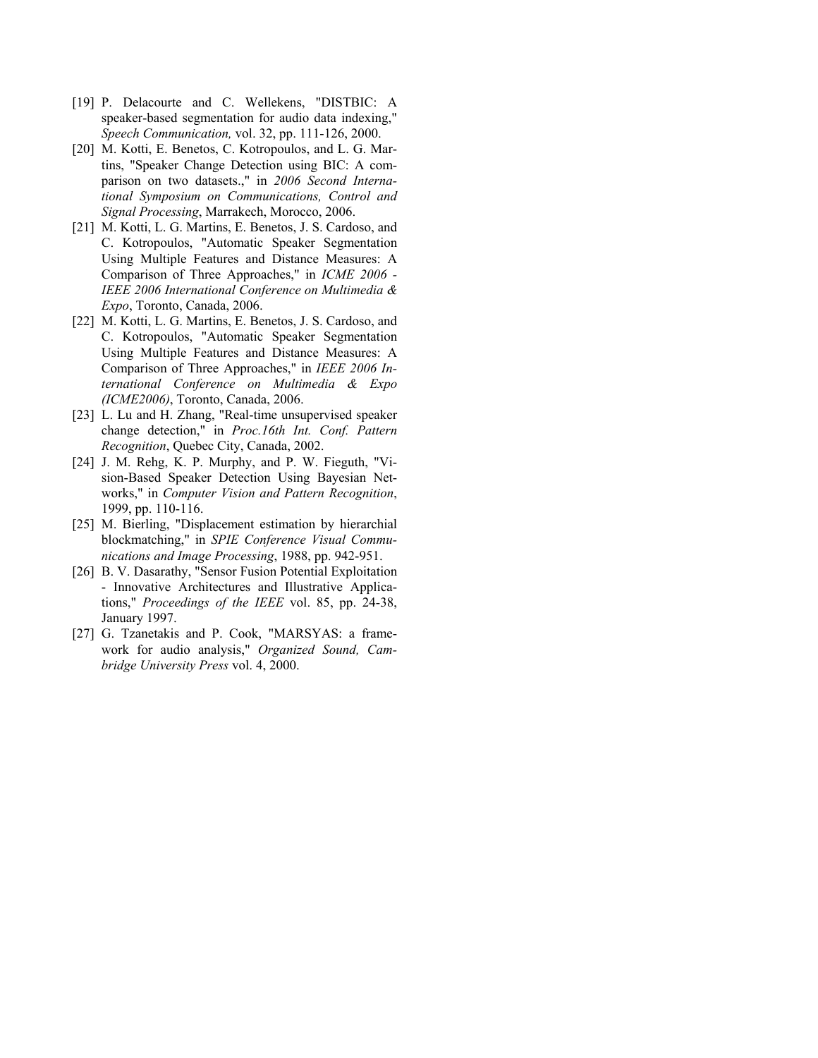[19] P. Delacourte and C. Wellekens, "DISTBIC: A speaker-based segmentation for audio data indexing," *Speech Communication,* vol. 32, pp. 111-126, 2000.

[20] M. Kotti, E. Benetos, C. Kotropoulos, and L. G. Martins, "Speaker Change Detection using BIC: A comparison on two datasets.," in *2006 Second International Symposium on Communications, Control and Signal Processing*, Marrakech, Morocco, 2006.

[21] M. Kotti, L. G. Martins, E. Benetos, J. S. Cardoso, and C. Kotropoulos, "Automatic Speaker Segmentation Using Multiple Features and Distance Measures: A Comparison of Three Approaches," in *ICME 2006 - IEEE 2006 International Conference on Multimedia & Expo*, Toronto, Canada, 2006.

[22] M. Kotti, L. G. Martins, E. Benetos, J. S. Cardoso, and C. Kotropoulos, "Automatic Speaker Segmentation Using Multiple Features and Distance Measures: A Comparison of Three Approaches," in *IEEE 2006 International Conference on Multimedia & Expo (ICME2006)*, Toronto, Canada, 2006.

[23] L. Lu and H. Zhang, "Real-time unsupervised speaker change detection," in *Proc.16th Int. Conf. Pattern Recognition*, Quebec City, Canada, 2002.

[24] J. M. Rehg, K. P. Murphy, and P. W. Fieguth, "Vision-Based Speaker Detection Using Bayesian Networks," in *Computer Vision and Pattern Recognition*, 1999, pp. 110-116.

[25] M. Bierling, "Displacement estimation by hierarchial blockmatching," in *SPIE Conference Visual Communications and Image Processing*, 1988, pp. 942-951.

[26] B. V. Dasarathy, "Sensor Fusion Potential Exploitation - Innovative Architectures and Illustrative Applications," *Proceedings of the IEEE* vol. 85, pp. 24-38, January 1997.

[27] G. Tzanetakis and P. Cook, "MARSYAS: a framework for audio analysis," *Organized Sound, Cambridge University Press* vol. 4, 2000.